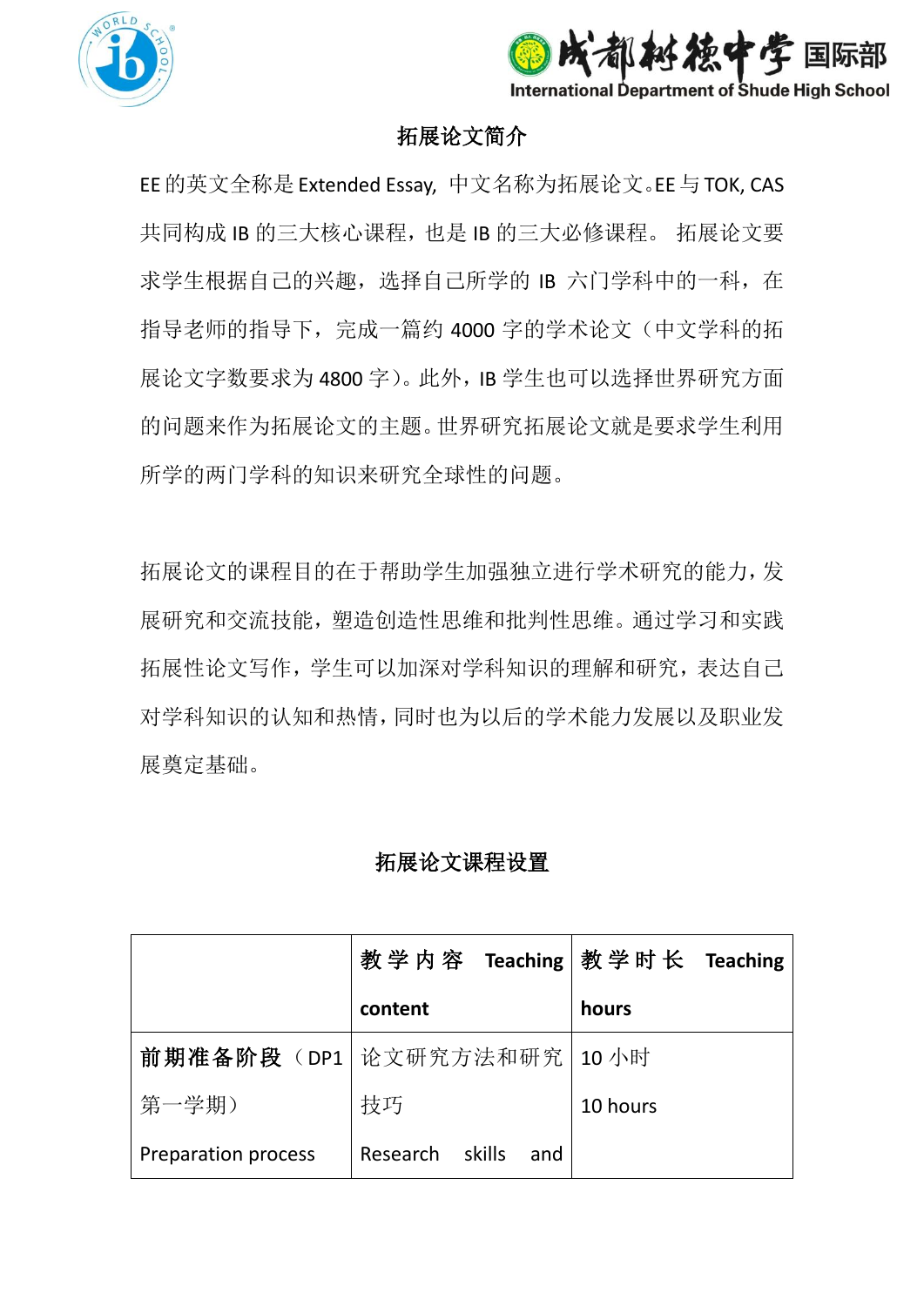## 拓展论文简介

EE 的英文全称是 Extended Essay，中文名称为拓展论文。EE 与 TOK, CAS 共同构成 IB 的三大核心课程，也是 IB 的三大必修课程。拓展论文要求学生根据自己的兴趣，选择自己所学的 IB 六门学科中的一科，在指导老师的指导下，完成一篇约 4000 字的学术论文（中文学科的拓展论文字数要求为 4800 字）。此外，IB 学生也可以选择世界研究方面的问题来作为拓展论文的主题。世界研究拓展论文就是要求学生利用所学的两门学科的知识来研究全球性的问题。

拓展论文的课程目的在于帮助学生加强独立进行学术研究的能力，发展研究和交流技能，塑造创造性思维和批判性思维。通过学习和实践拓展性论文写作，学生可以加深对学科知识的理解和研究，表达自己对学科知识的认知和热情，同时也为以后的学术能力发展以及职业发展奠定基础。

## 拓展论文课程设置

| | **教学内容 Teaching content** | **教学时长 Teaching hours** |
| --- | --- | --- |
| **前期准备阶段**（DP1 第一学期）Preparation process | 论文研究方法和研究技巧 Research skills and | 10 小时 10 hours |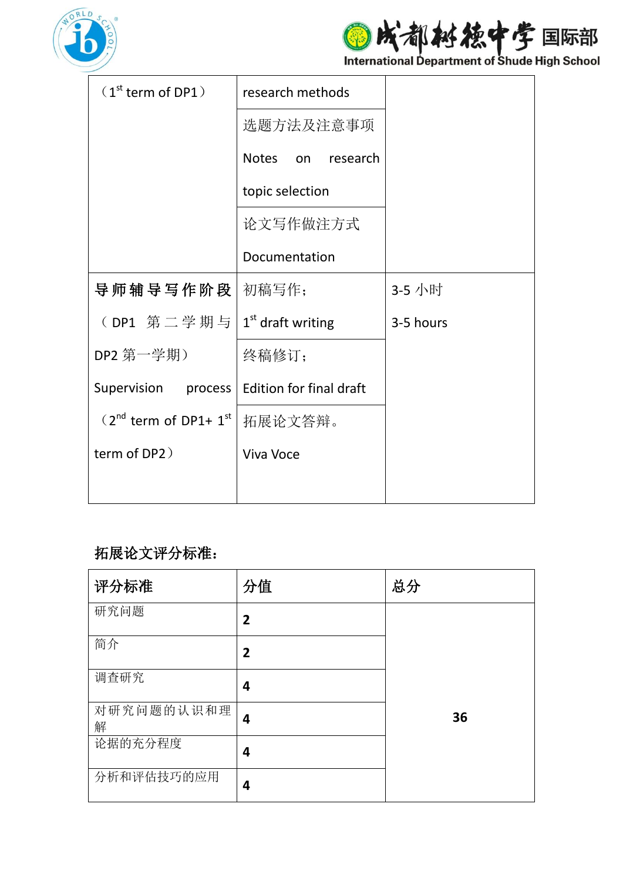| | | |
|---|---|---|
| （1st term of DP1） | research methods<br>选题方法及注意事项<br>Notes on research topic selection<br>论文写作做注方式<br>Documentation | |
| 导师辅导写作阶段（DP1 第二学期与 DP2 第一学期）<br>Supervision process（2nd term of DP1+ 1st term of DP2） | 初稿写作；<br>1st draft writing<br>终稿修订；<br>Edition for final draft<br>拓展论文答辩。<br>Viva Voce | 3-5 小时<br>3-5 hours |

**拓展论文评分标准：**

| 评分标准 | 分值 | 总分 |
|---|---|---|
| 研究问题 | 2 | 36 |
| 简介 | 2 | |
| 调查研究 | 4 | |
| 对研究问题的认识和理解 | 4 | |
| 论据的充分程度 | 4 | |
| 分析和评估技巧的应用 | 4 | |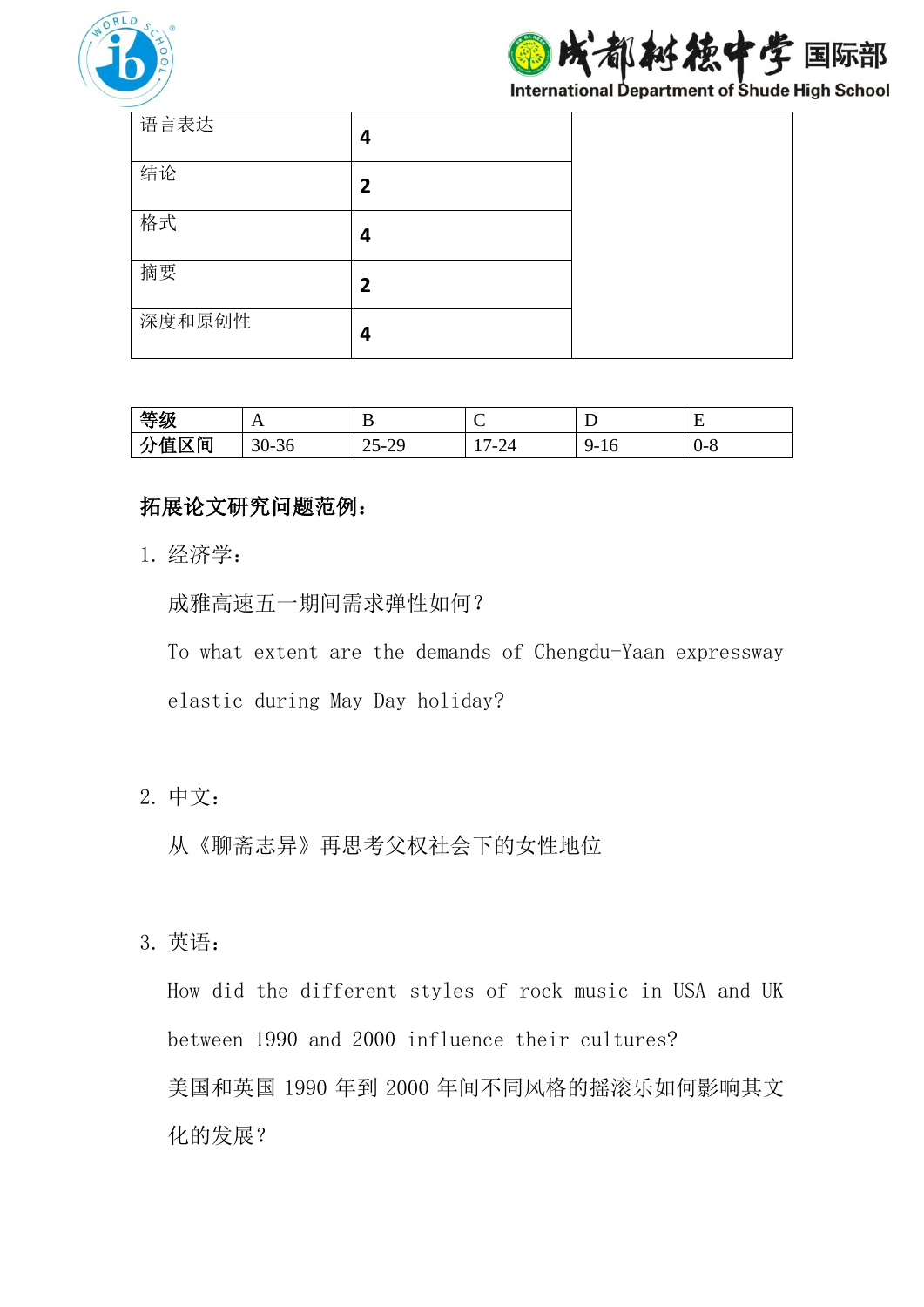| 语言表达 | 4 | |
|---|---|---|
| 结论 | 2 | |
| 格式 | 4 | |
| 摘要 | 2 | |
| 深度和原创性 | 4 | |

| 等级 | A | B | C | D | E |
|---|---|---|---|---|---|
| 分值区间 | 30-36 | 25-29 | 17-24 | 9-16 | 0-8 |

**拓展论文研究问题范例：**

1. 经济学：

   成雅高速五一期间需求弹性如何？

   To what extent are the demands of Chengdu-Yaan expressway elastic during May Day holiday?

2. 中文：

   从《聊斋志异》再思考父权社会下的女性地位

3. 英语：

   How did the different styles of rock music in USA and UK between 1990 and 2000 influence their cultures?

   美国和英国 1990 年到 2000 年间不同风格的摇滚乐如何影响其文化的发展？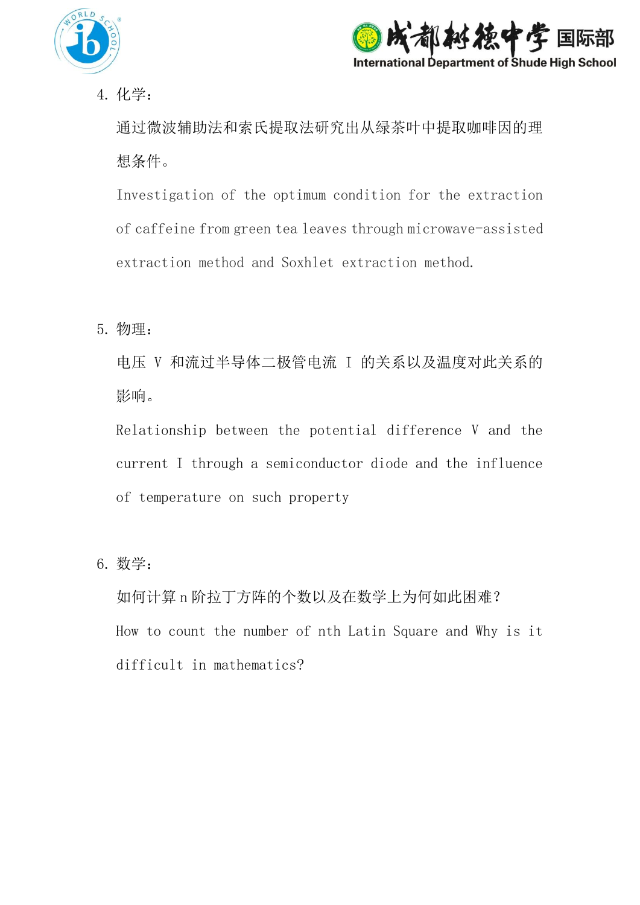4. 化学：

通过微波辅助法和索氏提取法研究出从绿茶叶中提取咖啡因的理想条件。

Investigation of the optimum condition for the extraction of caffeine from green tea leaves through microwave-assisted extraction method and Soxhlet extraction method.

5. 物理：

电压 V 和流过半导体二极管电流 I 的关系以及温度对此关系的影响。

Relationship between the potential difference V and the current I through a semiconductor diode and the influence of temperature on such property

6. 数学：

如何计算 n 阶拉丁方阵的个数以及在数学上为何如此困难？

How to count the number of nth Latin Square and Why is it difficult in mathematics?